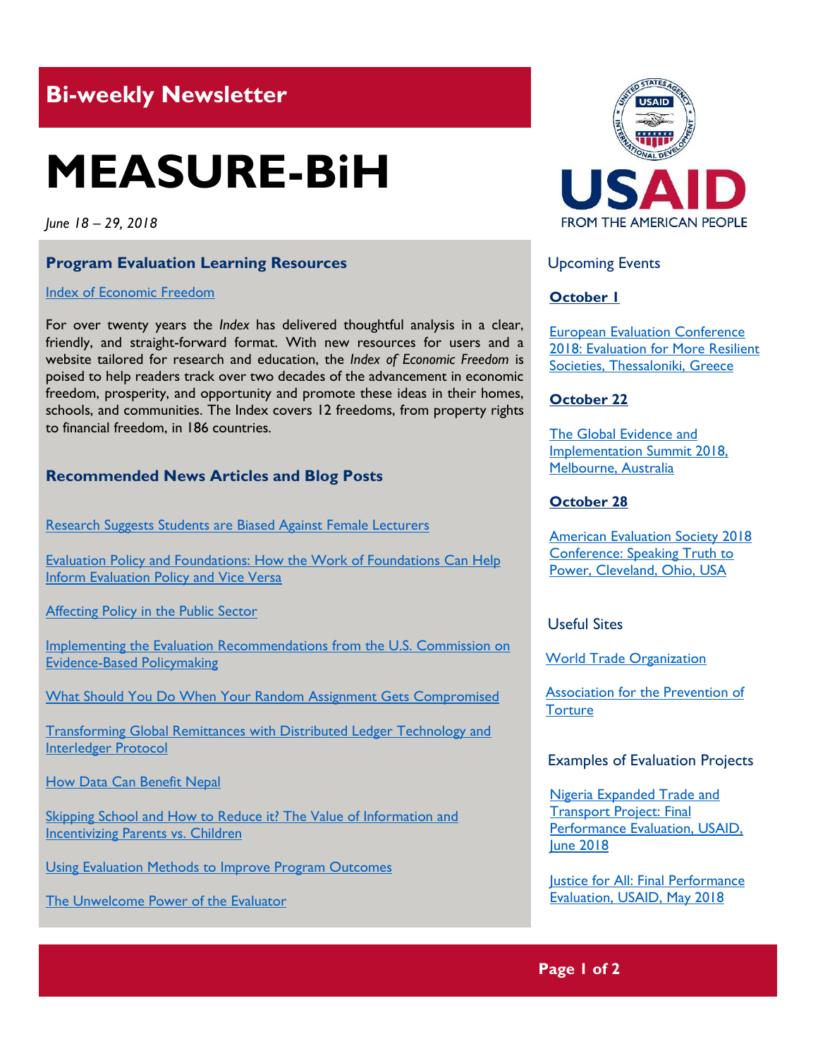## Bi-weekly Newsletter

# MEASURE-BiH

*June 18 – 29, 2018*

### Program Evaluation Learning Resources

Index of Economic Freedom

For over twenty years the *Index* has delivered thoughtful analysis in a clear, friendly, and straight-forward format. With new resources for users and a website tailored for research and education, the *Index of Economic Freedom* is poised to help readers track over two decades of the advancement in economic freedom, prosperity, and opportunity and promote these ideas in their homes, schools, and communities. The Index covers 12 freedoms, from property rights to financial freedom, in 186 countries.

### Recommended News Articles and Blog Posts

Research Suggests Students are Biased Against Female Lecturers

Evaluation Policy and Foundations: How the Work of Foundations Can Help Inform Evaluation Policy and Vice Versa

Affecting Policy in the Public Sector

Implementing the Evaluation Recommendations from the U.S. Commission on Evidence-Based Policymaking

What Should You Do When Your Random Assignment Gets Compromised

Transforming Global Remittances with Distributed Ledger Technology and Interledger Protocol

How Data Can Benefit Nepal

Skipping School and How to Reduce it? The Value of Information and Incentivizing Parents vs. Children

Using Evaluation Methods to Improve Program Outcomes

The Unwelcome Power of the Evaluator

USAID
FROM THE AMERICAN PEOPLE

### Upcoming Events

**October 1**

European Evaluation Conference 2018: Evaluation for More Resilient Societies, Thessaloniki, Greece

**October 22**

The Global Evidence and Implementation Summit 2018, Melbourne, Australia

**October 28**

American Evaluation Society 2018 Conference: Speaking Truth to Power, Cleveland, Ohio, USA

### Useful Sites

World Trade Organization

Association for the Prevention of Torture

### Examples of Evaluation Projects

Nigeria Expanded Trade and Transport Project: Final Performance Evaluation, USAID, June 2018

Justice for All: Final Performance Evaluation, USAID, May 2018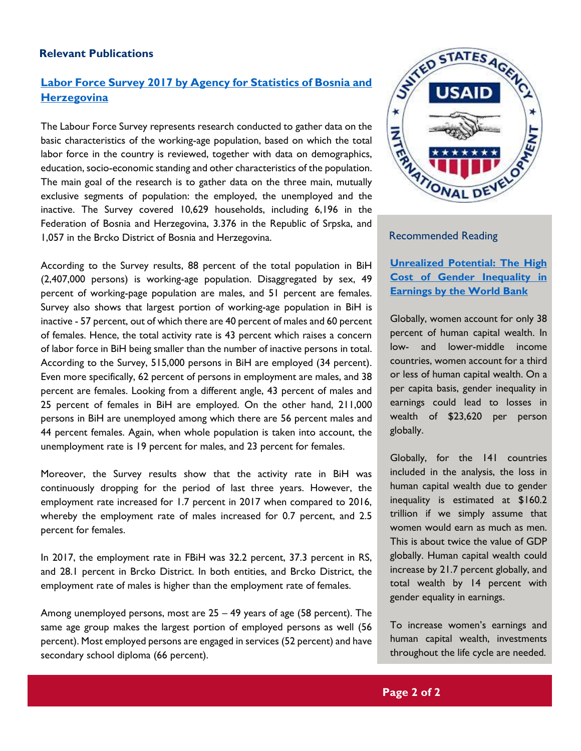## Relevant Publications

### Labor Force Survey 2017 by Agency for Statistics of Bosnia and Herzegovina

The Labour Force Survey represents research conducted to gather data on the basic characteristics of the working-age population, based on which the total labor force in the country is reviewed, together with data on demographics, education, socio-economic standing and other characteristics of the population. The main goal of the research is to gather data on the three main, mutually exclusive segments of population: the employed, the unemployed and the inactive. The Survey covered 10,629 households, including 6,196 in the Federation of Bosnia and Herzegovina, 3.376 in the Republic of Srpska, and 1,057 in the Brcko District of Bosnia and Herzegovina.

According to the Survey results, 88 percent of the total population in BiH (2,407,000 persons) is working-age population. Disaggregated by sex, 49 percent of working-page population are males, and 51 percent are females. Survey also shows that largest portion of working-age population in BiH is inactive - 57 percent, out of which there are 40 percent of males and 60 percent of females. Hence, the total activity rate is 43 percent which raises a concern of labor force in BiH being smaller than the number of inactive persons in total. According to the Survey, 515,000 persons in BiH are employed (34 percent). Even more specifically, 62 percent of persons in employment are males, and 38 percent are females. Looking from a different angle, 43 percent of males and 25 percent of females in BiH are employed. On the other hand, 211,000 persons in BiH are unemployed among which there are 56 percent males and 44 percent females. Again, when whole population is taken into account, the unemployment rate is 19 percent for males, and 23 percent for females.

Moreover, the Survey results show that the activity rate in BiH was continuously dropping for the period of last three years. However, the employment rate increased for 1.7 percent in 2017 when compared to 2016, whereby the employment rate of males increased for 0.7 percent, and 2.5 percent for females.

In 2017, the employment rate in FBiH was 32.2 percent, 37.3 percent in RS, and 28.1 percent in Brcko District. In both entities, and Brcko District, the employment rate of males is higher than the employment rate of females.

Among unemployed persons, most are 25 – 49 years of age (58 percent). The same age group makes the largest portion of employed persons as well (56 percent). Most employed persons are engaged in services (52 percent) and have secondary school diploma (66 percent).

### Recommended Reading

**Unrealized Potential: The High Cost of Gender Inequality in Earnings by the World Bank**

Globally, women account for only 38 percent of human capital wealth. In low- and lower-middle income countries, women account for a third or less of human capital wealth. On a per capita basis, gender inequality in earnings could lead to losses in wealth of $23,620 per person globally.

Globally, for the 141 countries included in the analysis, the loss in human capital wealth due to gender inequality is estimated at $160.2 trillion if we simply assume that women would earn as much as men. This is about twice the value of GDP globally. Human capital wealth could increase by 21.7 percent globally, and total wealth by 14 percent with gender equality in earnings.

To increase women's earnings and human capital wealth, investments throughout the life cycle are needed.